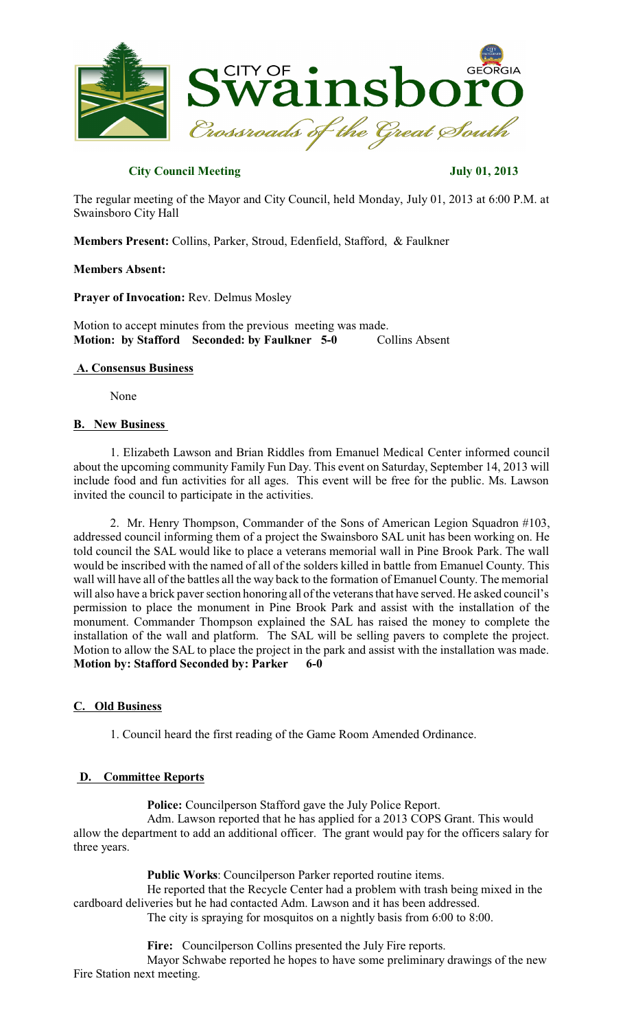CITY OF GEORGIA
# Swainsboro
*Crossroads of the Great South*

**City Council Meeting** **July 01, 2013**

The regular meeting of the Mayor and City Council, held Monday, July 01, 2013 at 6:00 P.M. at Swainsboro City Hall

**Members Present:** Collins, Parker, Stroud, Edenfield, Stafford, & Faulkner

**Members Absent:**

**Prayer of Invocation:** Rev. Delmus Mosley

Motion to accept minutes from the previous meeting was made.
**Motion: by Stafford Seconded: by Faulkner 5-0** Collins Absent

## A. Consensus Business

None

## B. New Business

1. Elizabeth Lawson and Brian Riddles from Emanuel Medical Center informed council about the upcoming community Family Fun Day. This event on Saturday, September 14, 2013 will include food and fun activities for all ages. This event will be free for the public. Ms. Lawson invited the council to participate in the activities.

2. Mr. Henry Thompson, Commander of the Sons of American Legion Squadron #103, addressed council informing them of a project the Swainsboro SAL unit has been working on. He told council the SAL would like to place a veterans memorial wall in Pine Brook Park. The wall would be inscribed with the named of all of the solders killed in battle from Emanuel County. This wall will have all of the battles all the way back to the formation of Emanuel County. The memorial will also have a brick paver section honoring all of the veterans that have served. He asked council's permission to place the monument in Pine Brook Park and assist with the installation of the monument. Commander Thompson explained the SAL has raised the money to complete the installation of the wall and platform. The SAL will be selling pavers to complete the project. Motion to allow the SAL to place the project in the park and assist with the installation was made.
**Motion by: Stafford Seconded by: Parker 6-0**

## C. Old Business

1. Council heard the first reading of the Game Room Amended Ordinance.

## D. Committee Reports

**Police:** Councilperson Stafford gave the July Police Report.

Adm. Lawson reported that he has applied for a 2013 COPS Grant. This would allow the department to add an additional officer. The grant would pay for the officers salary for three years.

**Public Works**: Councilperson Parker reported routine items.

He reported that the Recycle Center had a problem with trash being mixed in the cardboard deliveries but he had contacted Adm. Lawson and it has been addressed.

The city is spraying for mosquitos on a nightly basis from 6:00 to 8:00.

**Fire:** Councilperson Collins presented the July Fire reports.

Mayor Schwabe reported he hopes to have some preliminary drawings of the new Fire Station next meeting.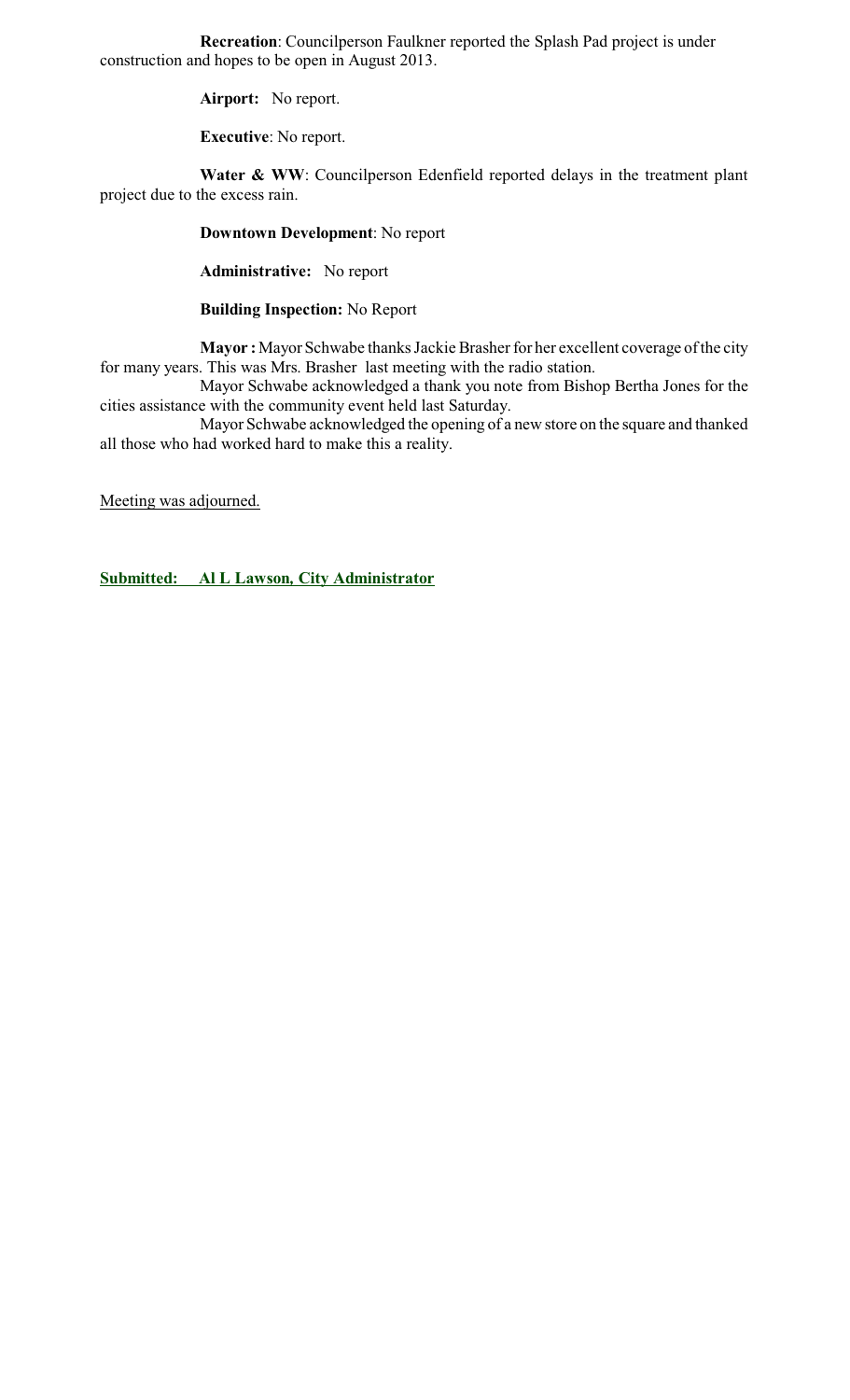**Recreation**: Councilperson Faulkner reported the Splash Pad project is under construction and hopes to be open in August 2013.

**Airport:** No report.

**Executive**: No report.

**Water & WW**: Councilperson Edenfield reported delays in the treatment plant project due to the excess rain.

**Downtown Development**: No report

**Administrative:** No report

**Building Inspection:** No Report

**Mayor :** Mayor Schwabe thanks Jackie Brasher for her excellent coverage of the city for many years. This was Mrs. Brasher last meeting with the radio station.

Mayor Schwabe acknowledged a thank you note from Bishop Bertha Jones for the cities assistance with the community event held last Saturday.

Mayor Schwabe acknowledged the opening of a new store on the square and thanked all those who had worked hard to make this a reality.

Meeting was adjourned.

**Submitted: Al L Lawson, City Administrator**